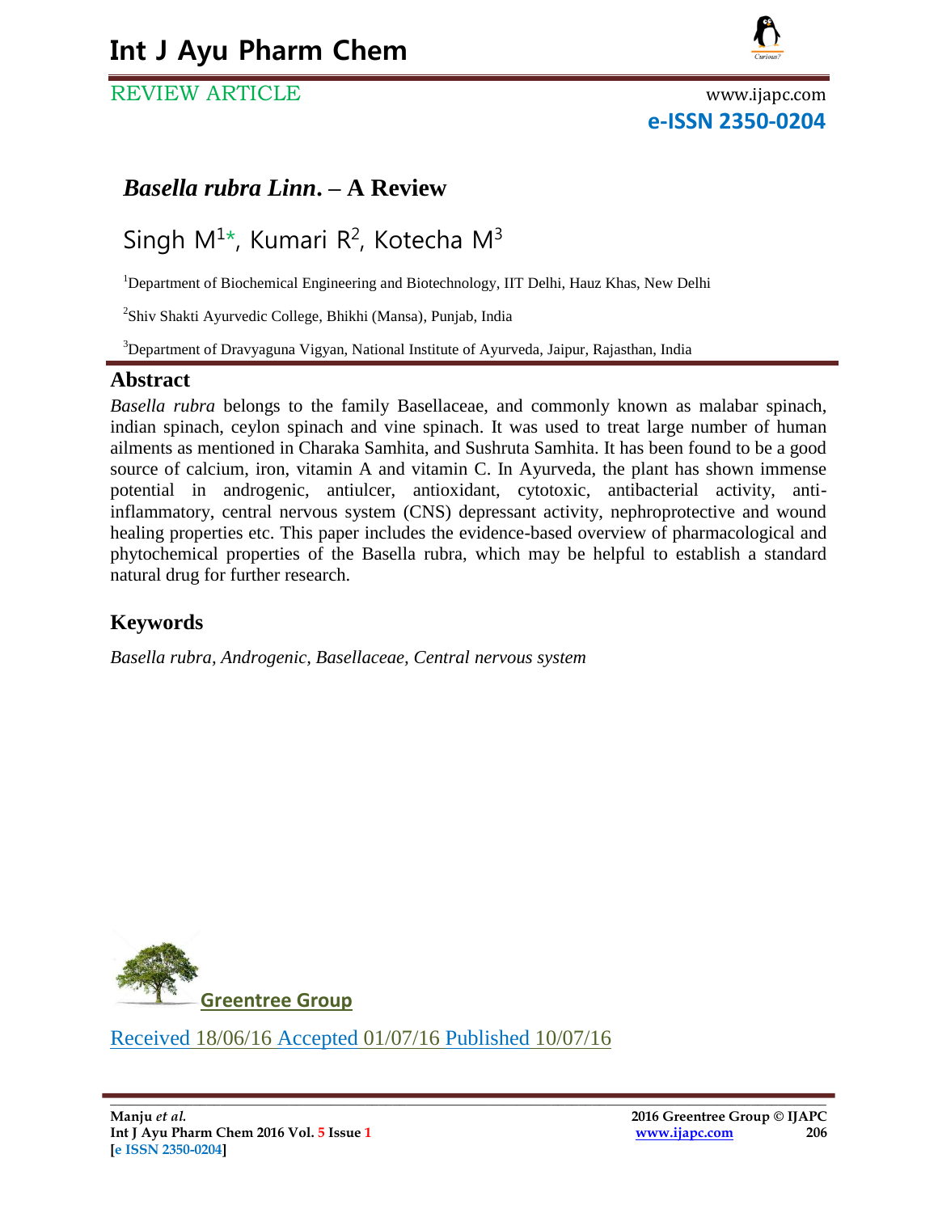# *Basella rubra Linn***.** – A Review

Singh M[1*], Kumari R[2], Kotecha M[3]

[1]Department of Biochemical Engineering and Biotechnology, IIT Delhi, Hauz Khas, New Delhi

[2]Shiv Shakti Ayurvedic College, Bhikhi (Mansa), Punjab, India

[3]Department of Dravyaguna Vigyan, National Institute of Ayurveda, Jaipur, Rajasthan, India

## Abstract

*Basella rubra* belongs to the family Basellaceae, and commonly known as malabar spinach, indian spinach, ceylon spinach and vine spinach. It was used to treat large number of human ailments as mentioned in Charaka Samhita, and Sushruta Samhita. It has been found to be a good source of calcium, iron, vitamin A and vitamin C. In Ayurveda, the plant has shown immense potential in androgenic, antiulcer, antioxidant, cytotoxic, antibacterial activity, anti-inflammatory, central nervous system (CNS) depressant activity, nephroprotective and wound healing properties etc. This paper includes the evidence-based overview of pharmacological and phytochemical properties of the Basella rubra, which may be helpful to establish a standard natural drug for further research.

## Keywords

*Basella rubra, Androgenic, Basellaceae, Central nervous system*

Greentree Group

Received 18/06/16 Accepted 01/07/16 Published 10/07/16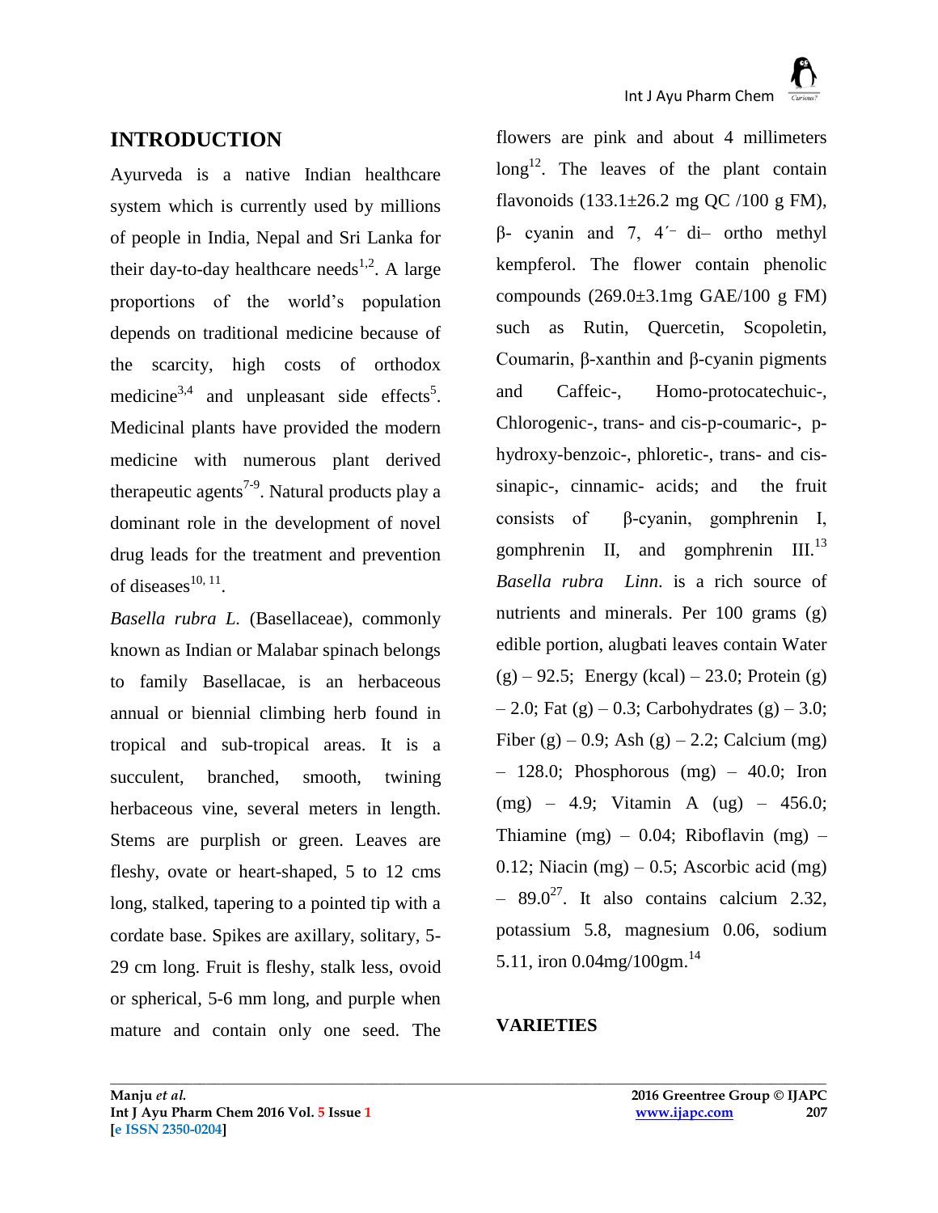## INTRODUCTION

Ayurveda is a native Indian healthcare system which is currently used by millions of people in India, Nepal and Sri Lanka for their day-to-day healthcare needs[1,2]. A large proportions of the world's population depends on traditional medicine because of the scarcity, high costs of orthodox medicine[3,4] and unpleasant side effects[5]. Medicinal plants have provided the modern medicine with numerous plant derived therapeutic agents[7-9]. Natural products play a dominant role in the development of novel drug leads for the treatment and prevention of diseases[10, 11].

*Basella rubra L.* (Basellaceae), commonly known as Indian or Malabar spinach belongs to family Basellacae, is an herbaceous annual or biennial climbing herb found in tropical and sub-tropical areas. It is a succulent, branched, smooth, twining herbaceous vine, several meters in length. Stems are purplish or green. Leaves are fleshy, ovate or heart-shaped, 5 to 12 cms long, stalked, tapering to a pointed tip with a cordate base. Spikes are axillary, solitary, 5-29 cm long. Fruit is fleshy, stalk less, ovoid or spherical, 5-6 mm long, and purple when mature and contain only one seed. The flowers are pink and about 4 millimeters long[12]. The leaves of the plant contain flavonoids (133.1±26.2 mg QC /100 g FM), β- cyanin and 7, 4´- di– ortho methyl kempferol. The flower contain phenolic compounds (269.0±3.1mg GAE/100 g FM) such as Rutin, Quercetin, Scopoletin, Coumarin, β-xanthin and β-cyanin pigments and Caffeic-, Homo-protocatechuic-, Chlorogenic-, trans- and cis-p-coumaric-, p-hydroxy-benzoic-, phloretic-, trans- and cis-sinapic-, cinnamic- acids; and the fruit consists of β-cyanin, gomphrenin I, gomphrenin II, and gomphrenin III.[13]

*Basella rubra Linn.* is a rich source of nutrients and minerals. Per 100 grams (g) edible portion, alugbati leaves contain Water (g) – 92.5; Energy (kcal) – 23.0; Protein (g) – 2.0; Fat (g) – 0.3; Carbohydrates (g) – 3.0; Fiber (g) – 0.9; Ash (g) – 2.2; Calcium (mg) – 128.0; Phosphorous (mg) – 40.0; Iron (mg) – 4.9; Vitamin A (ug) – 456.0; Thiamine (mg) – 0.04; Riboflavin (mg) – 0.12; Niacin (mg) – 0.5; Ascorbic acid (mg) – 89.0[27]. It also contains calcium 2.32, potassium 5.8, magnesium 0.06, sodium 5.11, iron 0.04mg/100gm.[14]

## VARIETIES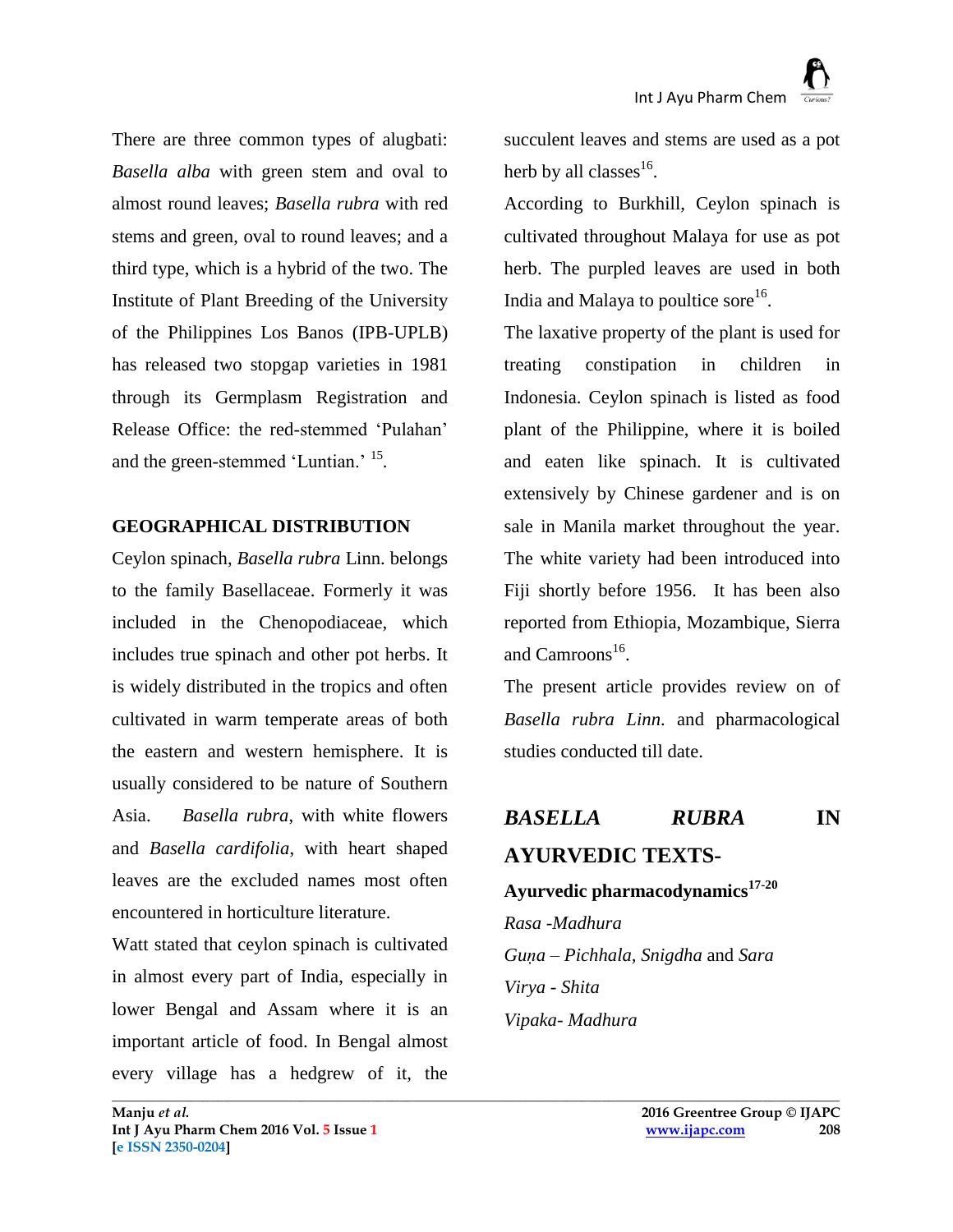There are three common types of alugbati: *Basella alba* with green stem and oval to almost round leaves; *Basella rubra* with red stems and green, oval to round leaves; and a third type, which is a hybrid of the two. The Institute of Plant Breeding of the University of the Philippines Los Banos (IPB-UPLB) has released two stopgap varieties in 1981 through its Germplasm Registration and Release Office: the red-stemmed 'Pulahan' and the green-stemmed 'Luntian.' [15].

## GEOGRAPHICAL DISTRIBUTION

Ceylon spinach, *Basella rubra* Linn. belongs to the family Basellaceae. Formerly it was included in the Chenopodiaceae, which includes true spinach and other pot herbs. It is widely distributed in the tropics and often cultivated in warm temperate areas of both the eastern and western hemisphere. It is usually considered to be nature of Southern Asia. *Basella rubra*, with white flowers and *Basella cardifolia*, with heart shaped leaves are the excluded names most often encountered in horticulture literature.

Watt stated that ceylon spinach is cultivated in almost every part of India, especially in lower Bengal and Assam where it is an important article of food. In Bengal almost every village has a hedgrew of it, the succulent leaves and stems are used as a pot herb by all classes[16].

According to Burkhill, Ceylon spinach is cultivated throughout Malaya for use as pot herb. The purpled leaves are used in both India and Malaya to poultice sore[16].

The laxative property of the plant is used for treating constipation in children in Indonesia. Ceylon spinach is listed as food plant of the Philippine, where it is boiled and eaten like spinach. It is cultivated extensively by Chinese gardener and is on sale in Manila market throughout the year. The white variety had been introduced into Fiji shortly before 1956. It has been also reported from Ethiopia, Mozambique, Sierra and Camroons[16].

The present article provides review on of *Basella rubra Linn.* and pharmacological studies conducted till date.

## *BASELLA RUBRA* IN AYURVEDIC TEXTS-

### Ayurvedic pharmacodynamics[17-20]

*Rasa -Madhura*

*Guṇa – Pichhala, Snigdha* and *Sara*

*Virya - Shita*

*Vipaka- Madhura*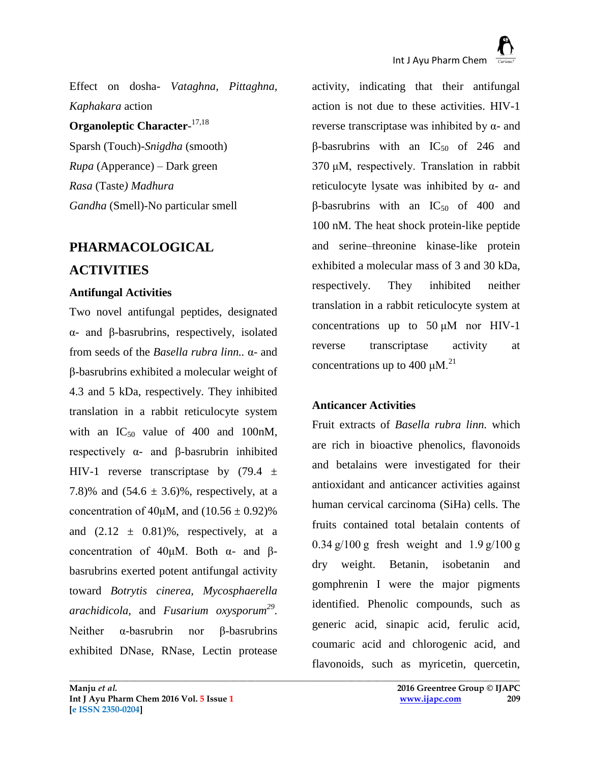Effect on dosha- *Vataghna, Pittaghna, Kaphakara* action

**Organoleptic Character-**[17,18]

Sparsh (Touch)-*Snigdha* (smooth)

*Rupa* (Apperance) – Dark green

*Rasa* (Taste*) Madhura*

*Gandha* (Smell)-No particular smell

## PHARMACOLOGICAL ACTIVITIES

### Antifungal Activities

Two novel antifungal peptides, designated α- and β-basrubrins, respectively, isolated from seeds of the *Basella rubra linn.*. α- and β-basrubrins exhibited a molecular weight of 4.3 and 5 kDa, respectively. They inhibited translation in a rabbit reticulocyte system with an $IC_{50}$ value of 400 and 100nM, respectively α- and β-basrubrin inhibited HIV-1 reverse transcriptase by (79.4 ± 7.8)% and (54.6 ± 3.6)%, respectively, at a concentration of 40μM, and (10.56 ± 0.92)% and (2.12 ± 0.81)%, respectively, at a concentration of 40μM. Both α- and β-basrubrins exerted potent antifungal activity toward *Botrytis cinerea*, *Mycosphaerella arachidicola,* and *Fusarium oxysporum*[29]. Neither α-basrubrin nor β-basrubrins exhibited DNase, RNase, Lectin protease activity, indicating that their antifungal action is not due to these activities. HIV-1 reverse transcriptase was inhibited by α- and β-basrubrins with an $IC_{50}$ of 246 and 370 μM, respectively. Translation in rabbit reticulocyte lysate was inhibited by α- and β-basrubrins with an $IC_{50}$ of 400 and 100 nM. The heat shock protein-like peptide and serine–threonine kinase-like protein exhibited a molecular mass of 3 and 30 kDa, respectively. They inhibited neither translation in a rabbit reticulocyte system at concentrations up to 50 μM nor HIV-1 reverse transcriptase activity at concentrations up to 400 μM.[21]

### Anticancer Activities

Fruit extracts of *Basella rubra linn.* which are rich in bioactive phenolics, flavonoids and betalains were investigated for their antioxidant and anticancer activities against human cervical carcinoma (SiHa) cells. The fruits contained total betalain contents of 0.34 g/100 g fresh weight and 1.9 g/100 g dry weight. Betanin, isobetanin and gomphrenin I were the major pigments identified. Phenolic compounds, such as generic acid, sinapic acid, ferulic acid, coumaric acid and chlorogenic acid, and flavonoids, such as myricetin, quercetin,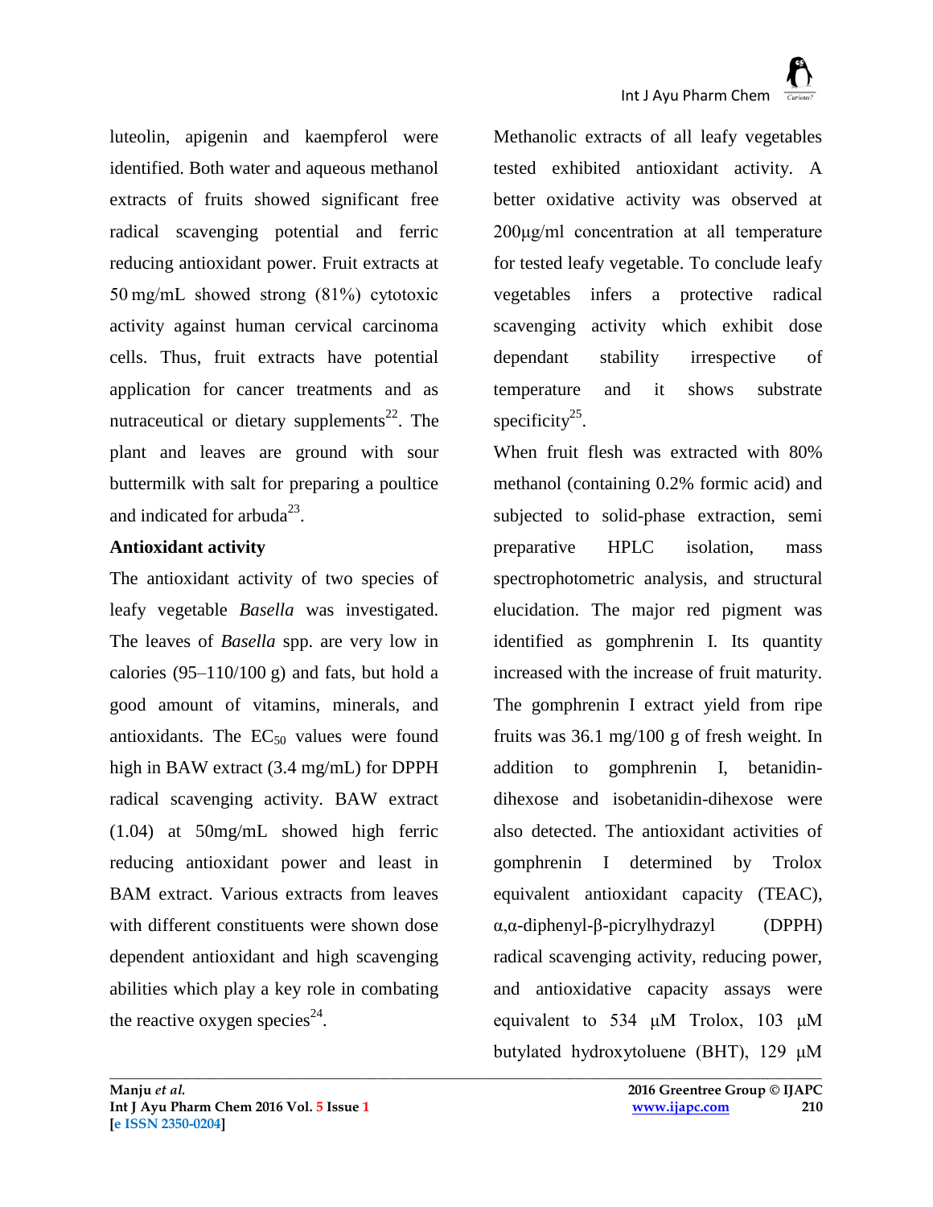luteolin, apigenin and kaempferol were identified. Both water and aqueous methanol extracts of fruits showed significant free radical scavenging potential and ferric reducing antioxidant power. Fruit extracts at 50 mg/mL showed strong (81%) cytotoxic activity against human cervical carcinoma cells. Thus, fruit extracts have potential application for cancer treatments and as nutraceutical or dietary supplements[22]. The plant and leaves are ground with sour buttermilk with salt for preparing a poultice and indicated for arbuda[23].

**Antioxidant activity**

The antioxidant activity of two species of leafy vegetable *Basella* was investigated. The leaves of *Basella* spp. are very low in calories (95–110/100 g) and fats, but hold a good amount of vitamins, minerals, and antioxidants. The $EC_{50}$ values were found high in BAW extract (3.4 mg/mL) for DPPH radical scavenging activity. BAW extract (1.04) at 50mg/mL showed high ferric reducing antioxidant power and least in BAM extract. Various extracts from leaves with different constituents were shown dose dependent antioxidant and high scavenging abilities which play a key role in combating the reactive oxygen species[24].

Methanolic extracts of all leafy vegetables tested exhibited antioxidant activity. A better oxidative activity was observed at 200μg/ml concentration at all temperature for tested leafy vegetable. To conclude leafy vegetables infers a protective radical scavenging activity which exhibit dose dependant stability irrespective of temperature and it shows substrate specificity[25].

When fruit flesh was extracted with 80% methanol (containing 0.2% formic acid) and subjected to solid-phase extraction, semi preparative HPLC isolation, mass spectrophotometric analysis, and structural elucidation. The major red pigment was identified as gomphrenin I. Its quantity increased with the increase of fruit maturity. The gomphrenin I extract yield from ripe fruits was 36.1 mg/100 g of fresh weight. In addition to gomphrenin I, betanidin-dihexose and isobetanidin-dihexose were also detected. The antioxidant activities of gomphrenin I determined by Trolox equivalent antioxidant capacity (TEAC), α,α-diphenyl-β-picrylhydrazyl (DPPH) radical scavenging activity, reducing power, and antioxidative capacity assays were equivalent to 534 μM Trolox, 103 μM butylated hydroxytoluene (BHT), 129 μM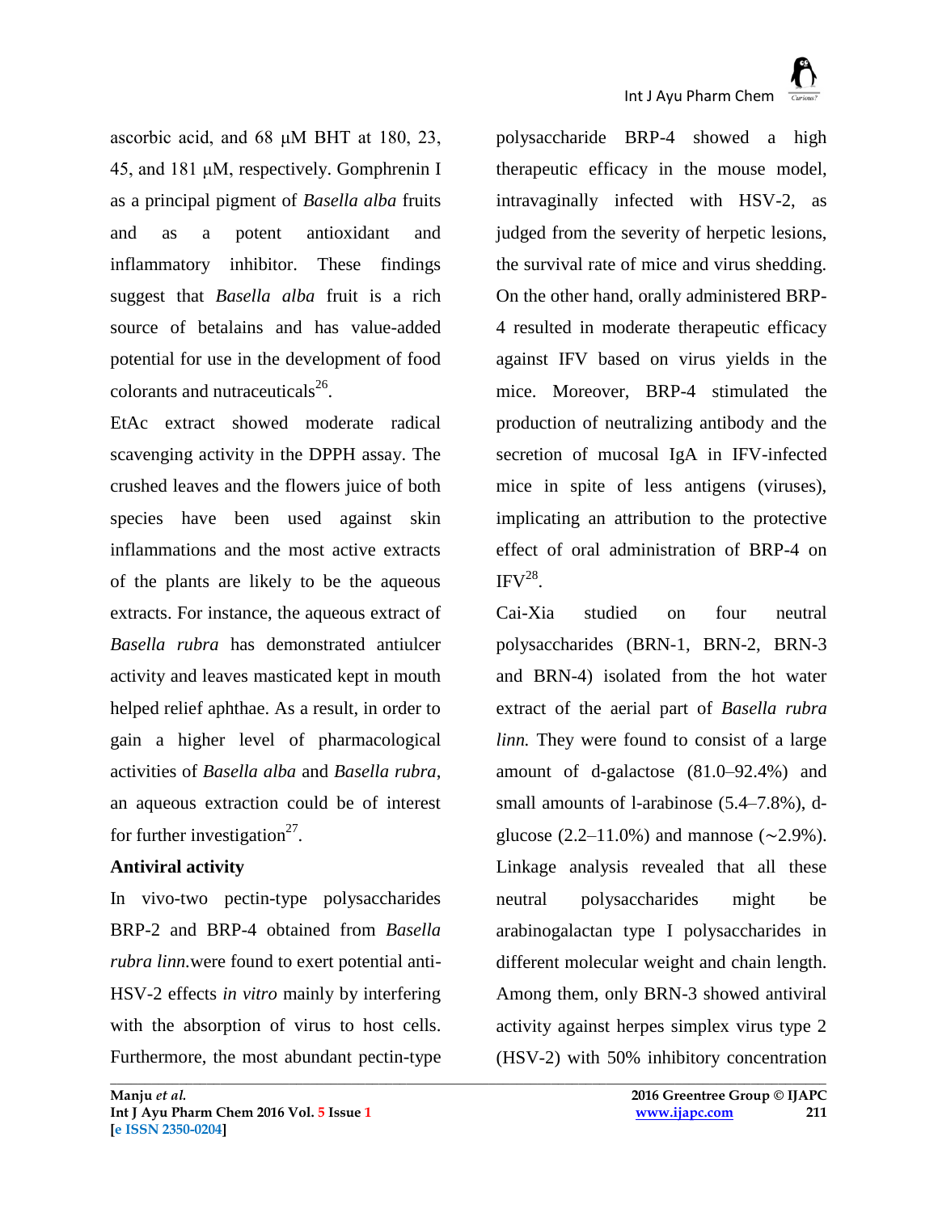ascorbic acid, and 68 μM BHT at 180, 23, 45, and 181 μM, respectively. Gomphrenin I as a principal pigment of *Basella alba* fruits and as a potent antioxidant and inflammatory inhibitor. These findings suggest that *Basella alba* fruit is a rich source of betalains and has value-added potential for use in the development of food colorants and nutraceuticals[26].

EtAc extract showed moderate radical scavenging activity in the DPPH assay. The crushed leaves and the flowers juice of both species have been used against skin inflammations and the most active extracts of the plants are likely to be the aqueous extracts. For instance, the aqueous extract of *Basella rubra* has demonstrated antiulcer activity and leaves masticated kept in mouth helped relief aphthae. As a result, in order to gain a higher level of pharmacological activities of *Basella alba* and *Basella rubra*, an aqueous extraction could be of interest for further investigation[27].

**Antiviral activity**

In vivo-two pectin-type polysaccharides BRP-2 and BRP-4 obtained from *Basella rubra linn.*were found to exert potential anti-HSV-2 effects *in vitro* mainly by interfering with the absorption of virus to host cells. Furthermore, the most abundant pectin-type polysaccharide BRP-4 showed a high therapeutic efficacy in the mouse model, intravaginally infected with HSV-2, as judged from the severity of herpetic lesions, the survival rate of mice and virus shedding. On the other hand, orally administered BRP-4 resulted in moderate therapeutic efficacy against IFV based on virus yields in the mice. Moreover, BRP-4 stimulated the production of neutralizing antibody and the secretion of mucosal IgA in IFV-infected mice in spite of less antigens (viruses), implicating an attribution to the protective effect of oral administration of BRP-4 on IFV[28].

Cai-Xia studied on four neutral polysaccharides (BRN-1, BRN-2, BRN-3 and BRN-4) isolated from the hot water extract of the aerial part of *Basella rubra linn.* They were found to consist of a large amount of d-galactose (81.0–92.4%) and small amounts of l-arabinose (5.4–7.8%), d-glucose (2.2–11.0%) and mannose (~2.9%). Linkage analysis revealed that all these neutral polysaccharides might be arabinogalactan type I polysaccharides in different molecular weight and chain length. Among them, only BRN-3 showed antiviral activity against herpes simplex virus type 2 (HSV-2) with 50% inhibitory concentration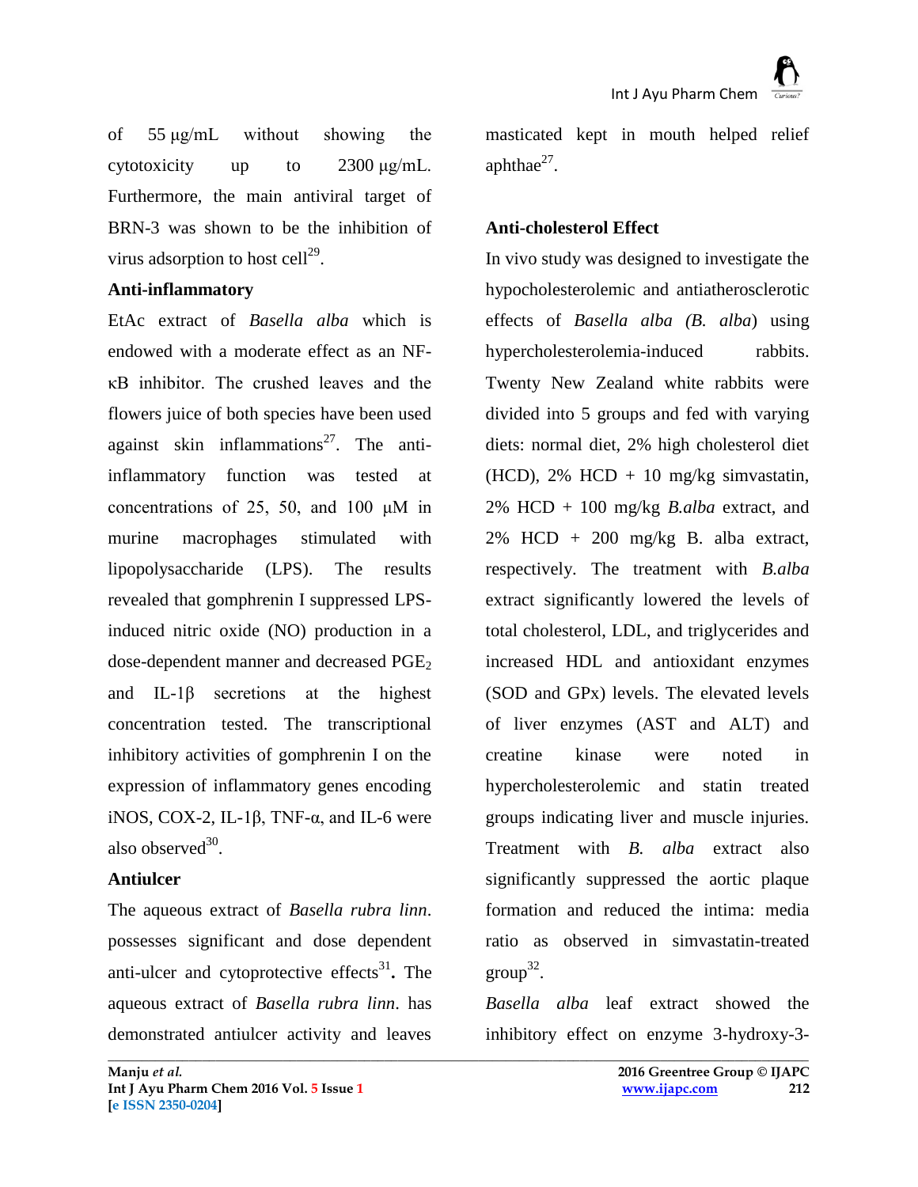of 55 μg/mL without showing the cytotoxicity up to 2300 μg/mL. Furthermore, the main antiviral target of BRN-3 was shown to be the inhibition of virus adsorption to host cell[29].

**Anti-inflammatory**

EtAc extract of *Basella alba* which is endowed with a moderate effect as an NF-κB inhibitor. The crushed leaves and the flowers juice of both species have been used against skin inflammations[27]. The anti-inflammatory function was tested at concentrations of 25, 50, and 100 μM in murine macrophages stimulated with lipopolysaccharide (LPS). The results revealed that gomphrenin I suppressed LPS-induced nitric oxide (NO) production in a dose-dependent manner and decreased $PGE_2$ and IL-1β secretions at the highest concentration tested. The transcriptional inhibitory activities of gomphrenin I on the expression of inflammatory genes encoding iNOS, COX-2, IL-1β, TNF-α, and IL-6 were also observed[30].

**Antiulcer**

The aqueous extract of *Basella rubra linn*. possesses significant and dose dependent anti-ulcer and cytoprotective effects[31]**.** The aqueous extract of *Basella rubra linn*. has demonstrated antiulcer activity and leaves masticated kept in mouth helped relief aphthae[27].

**Anti-cholesterol Effect**

In vivo study was designed to investigate the hypocholesterolemic and antiatherosclerotic effects of *Basella alba (B. alba*) using hypercholesterolemia-induced rabbits. Twenty New Zealand white rabbits were divided into 5 groups and fed with varying diets: normal diet, 2% high cholesterol diet (HCD), 2% HCD + 10 mg/kg simvastatin, 2% HCD + 100 mg/kg *B.alba* extract, and 2% HCD + 200 mg/kg B. alba extract, respectively. The treatment with *B.alba* extract significantly lowered the levels of total cholesterol, LDL, and triglycerides and increased HDL and antioxidant enzymes (SOD and GPx) levels. The elevated levels of liver enzymes (AST and ALT) and creatine kinase were noted in hypercholesterolemic and statin treated groups indicating liver and muscle injuries. Treatment with *B. alba* extract also significantly suppressed the aortic plaque formation and reduced the intima: media ratio as observed in simvastatin-treated group[32].

*Basella alba* leaf extract showed the inhibitory effect on enzyme 3-hydroxy-3-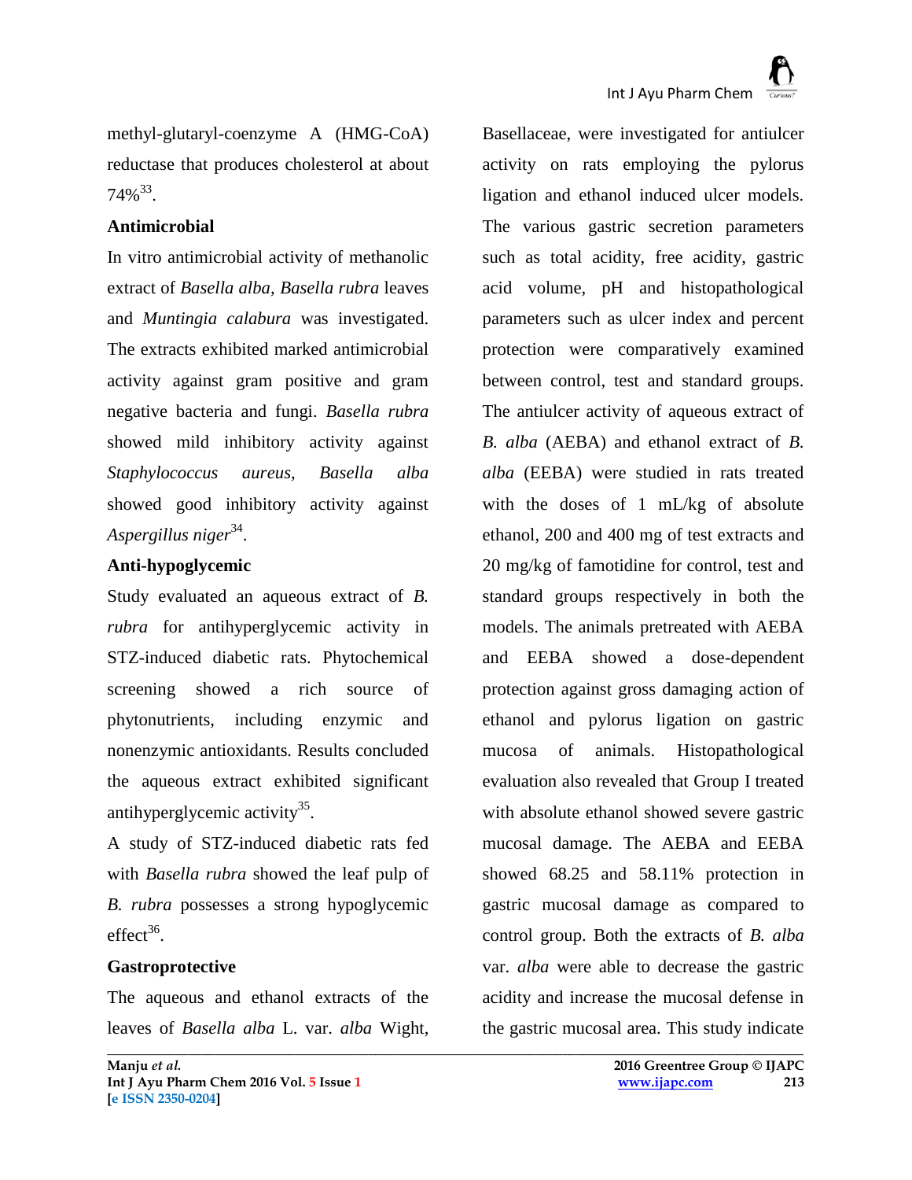methyl-glutaryl-coenzyme A (HMG-CoA) reductase that produces cholesterol at about 74%[33].

**Antimicrobial**

In vitro antimicrobial activity of methanolic extract of *Basella alba, Basella rubra* leaves and *Muntingia calabura* was investigated. The extracts exhibited marked antimicrobial activity against gram positive and gram negative bacteria and fungi. *Basella rubra* showed mild inhibitory activity against *Staphylococcus aureus, Basella alba* showed good inhibitory activity against *Aspergillus niger*[34].

**Anti-hypoglycemic**

Study evaluated an aqueous extract of *B. rubra* for antihyperglycemic activity in STZ-induced diabetic rats. Phytochemical screening showed a rich source of phytonutrients, including enzymic and nonenzymic antioxidants. Results concluded the aqueous extract exhibited significant antihyperglycemic activity[35].

A study of STZ-induced diabetic rats fed with *Basella rubra* showed the leaf pulp of *B. rubra* possesses a strong hypoglycemic effect[36].

**Gastroprotective**

The aqueous and ethanol extracts of the leaves of *Basella alba* L. var. *alba* Wight, Basellaceae, were investigated for antiulcer activity on rats employing the pylorus ligation and ethanol induced ulcer models. The various gastric secretion parameters such as total acidity, free acidity, gastric acid volume, pH and histopathological parameters such as ulcer index and percent protection were comparatively examined between control, test and standard groups. The antiulcer activity of aqueous extract of *B. alba* (AEBA) and ethanol extract of *B. alba* (EEBA) were studied in rats treated with the doses of 1 mL/kg of absolute ethanol, 200 and 400 mg of test extracts and 20 mg/kg of famotidine for control, test and standard groups respectively in both the models. The animals pretreated with AEBA and EEBA showed a dose-dependent protection against gross damaging action of ethanol and pylorus ligation on gastric mucosa of animals. Histopathological evaluation also revealed that Group I treated with absolute ethanol showed severe gastric mucosal damage. The AEBA and EEBA showed 68.25 and 58.11% protection in gastric mucosal damage as compared to control group. Both the extracts of *B. alba* var. *alba* were able to decrease the gastric acidity and increase the mucosal defense in the gastric mucosal area. This study indicate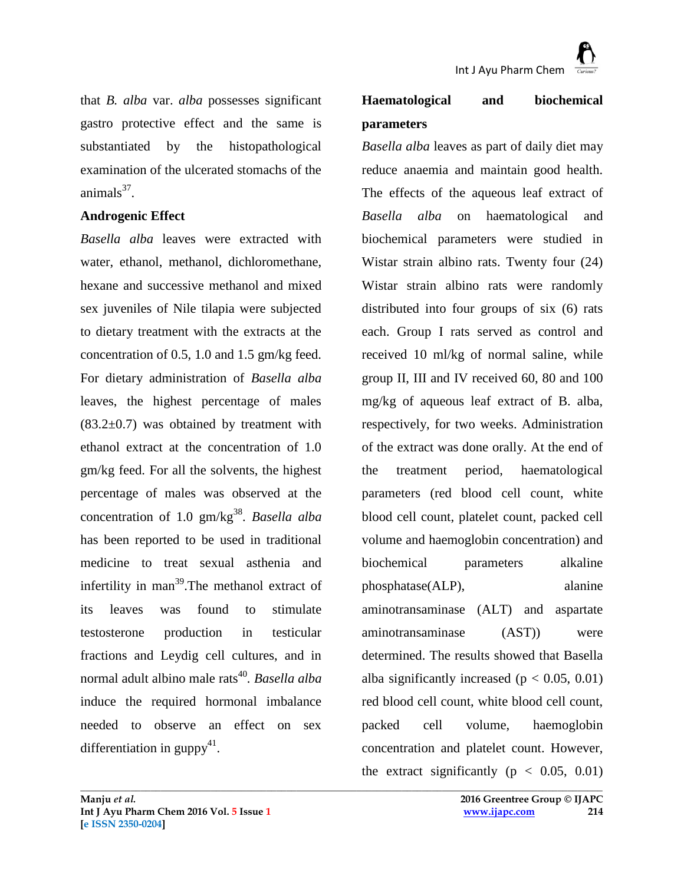that *B. alba* var. *alba* possesses significant gastro protective effect and the same is substantiated by the histopathological examination of the ulcerated stomachs of the animals[37].

**Androgenic Effect**

*Basella alba* leaves were extracted with water, ethanol, methanol, dichloromethane, hexane and successive methanol and mixed sex juveniles of Nile tilapia were subjected to dietary treatment with the extracts at the concentration of 0.5, 1.0 and 1.5 gm/kg feed. For dietary administration of *Basella alba* leaves, the highest percentage of males (83.2±0.7) was obtained by treatment with ethanol extract at the concentration of 1.0 gm/kg feed. For all the solvents, the highest percentage of males was observed at the concentration of 1.0 gm/kg[38]. *Basella alba* has been reported to be used in traditional medicine to treat sexual asthenia and infertility in man[39].The methanol extract of its leaves was found to stimulate testosterone production in testicular fractions and Leydig cell cultures, and in normal adult albino male rats[40]. *Basella alba* induce the required hormonal imbalance needed to observe an effect on sex differentiation in guppy[41].

**Haematological and biochemical parameters**

*Basella alba* leaves as part of daily diet may reduce anaemia and maintain good health. The effects of the aqueous leaf extract of *Basella alba* on haematological and biochemical parameters were studied in Wistar strain albino rats. Twenty four (24) Wistar strain albino rats were randomly distributed into four groups of six (6) rats each. Group I rats served as control and received 10 ml/kg of normal saline, while group II, III and IV received 60, 80 and 100 mg/kg of aqueous leaf extract of B. alba, respectively, for two weeks. Administration of the extract was done orally. At the end of the treatment period, haematological parameters (red blood cell count, white blood cell count, platelet count, packed cell volume and haemoglobin concentration) and biochemical parameters alkaline phosphatase(ALP), alanine aminotransaminase (ALT) and aspartate aminotransaminase (AST)) were determined. The results showed that Basella alba significantly increased ($p < 0.05, 0.01$) red blood cell count, white blood cell count, packed cell volume, haemoglobin concentration and platelet count. However, the extract significantly ($p < 0.05, 0.01$)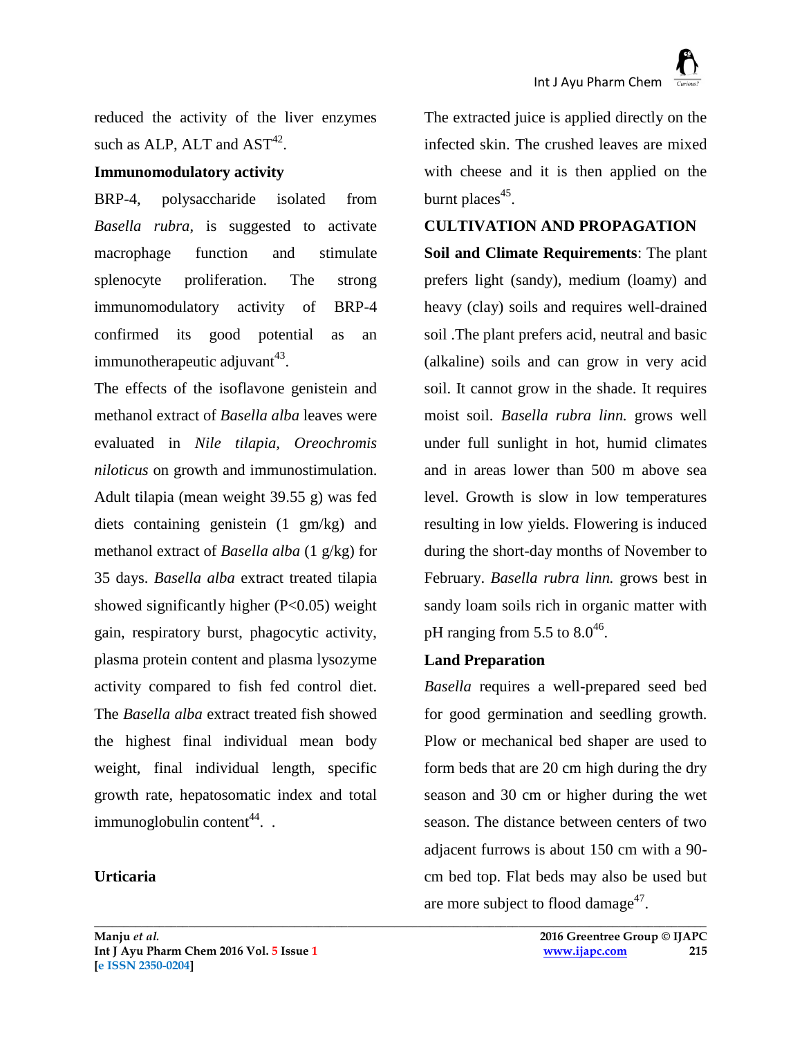reduced the activity of the liver enzymes such as ALP, ALT and AST[42].

**Immunomodulatory activity**

BRP-4, polysaccharide isolated from *Basella rubra*, is suggested to activate macrophage function and stimulate splenocyte proliferation. The strong immunomodulatory activity of BRP-4 confirmed its good potential as an immunotherapeutic adjuvant[43].

The effects of the isoflavone genistein and methanol extract of *Basella alba* leaves were evaluated in *Nile tilapia, Oreochromis niloticus* on growth and immunostimulation. Adult tilapia (mean weight 39.55 g) was fed diets containing genistein (1 gm/kg) and methanol extract of *Basella alba* (1 g/kg) for 35 days. *Basella alba* extract treated tilapia showed significantly higher ($P<0.05$) weight gain, respiratory burst, phagocytic activity, plasma protein content and plasma lysozyme activity compared to fish fed control diet. The *Basella alba* extract treated fish showed the highest final individual mean body weight, final individual length, specific growth rate, hepatosomatic index and total immunoglobulin content[44]. .

**Urticaria**

The extracted juice is applied directly on the infected skin. The crushed leaves are mixed with cheese and it is then applied on the burnt places[45].

**CULTIVATION AND PROPAGATION**

**Soil and Climate Requirements**: The plant prefers light (sandy), medium (loamy) and heavy (clay) soils and requires well-drained soil .The plant prefers acid, neutral and basic (alkaline) soils and can grow in very acid soil. It cannot grow in the shade. It requires moist soil. *Basella rubra linn.* grows well under full sunlight in hot, humid climates and in areas lower than 500 m above sea level. Growth is slow in low temperatures resulting in low yields. Flowering is induced during the short-day months of November to February. *Basella rubra linn.* grows best in sandy loam soils rich in organic matter with pH ranging from 5.5 to 8.0[46].

**Land Preparation**

*Basella* requires a well-prepared seed bed for good germination and seedling growth. Plow or mechanical bed shaper are used to form beds that are 20 cm high during the dry season and 30 cm or higher during the wet season. The distance between centers of two adjacent furrows is about 150 cm with a 90-cm bed top. Flat beds may also be used but are more subject to flood damage[47].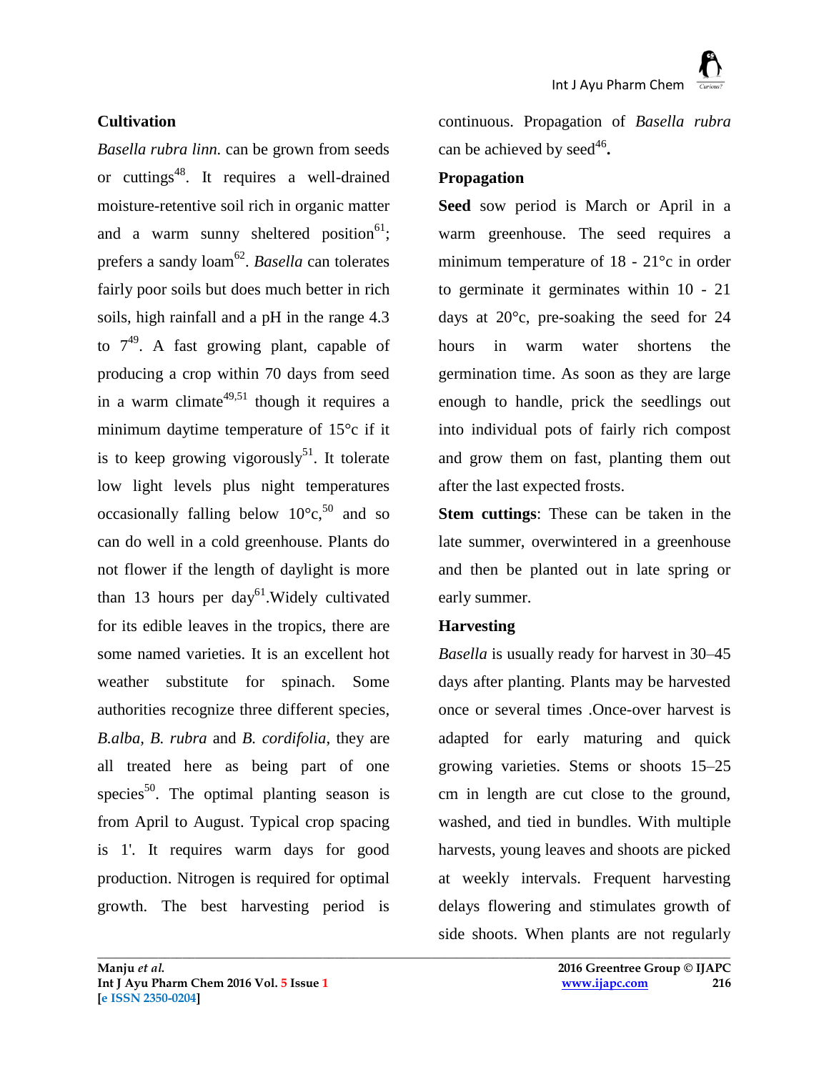## Cultivation

*Basella rubra linn.* can be grown from seeds or cuttings[48]. It requires a well-drained moisture-retentive soil rich in organic matter and a warm sunny sheltered position[61]; prefers a sandy loam[62]. *Basella* can tolerates fairly poor soils but does much better in rich soils, high rainfall and a pH in the range 4.3 to 7[49]. A fast growing plant, capable of producing a crop within 70 days from seed in a warm climate[49,51] though it requires a minimum daytime temperature of 15°c if it is to keep growing vigorously[51]. It tolerate low light levels plus night temperatures occasionally falling below 10°c,[50] and so can do well in a cold greenhouse. Plants do not flower if the length of daylight is more than 13 hours per day[61].Widely cultivated for its edible leaves in the tropics, there are some named varieties. It is an excellent hot weather substitute for spinach. Some authorities recognize three different species, *B.alba*, *B. rubra* and *B. cordifolia*, they are all treated here as being part of one species[50]. The optimal planting season is from April to August. Typical crop spacing is 1'. It requires warm days for good production. Nitrogen is required for optimal growth. The best harvesting period is continuous. Propagation of *Basella rubra* can be achieved by seed[46]**.**

## Propagation

**Seed** sow period is March or April in a warm greenhouse. The seed requires a minimum temperature of 18 - 21°c in order to germinate it germinates within 10 - 21 days at 20°c, pre-soaking the seed for 24 hours in warm water shortens the germination time. As soon as they are large enough to handle, prick the seedlings out into individual pots of fairly rich compost and grow them on fast, planting them out after the last expected frosts.

**Stem cuttings**: These can be taken in the late summer, overwintered in a greenhouse and then be planted out in late spring or early summer.

## Harvesting

*Basella* is usually ready for harvest in 30–45 days after planting. Plants may be harvested once or several times .Once-over harvest is adapted for early maturing and quick growing varieties. Stems or shoots 15–25 cm in length are cut close to the ground, washed, and tied in bundles. With multiple harvests, young leaves and shoots are picked at weekly intervals. Frequent harvesting delays flowering and stimulates growth of side shoots. When plants are not regularly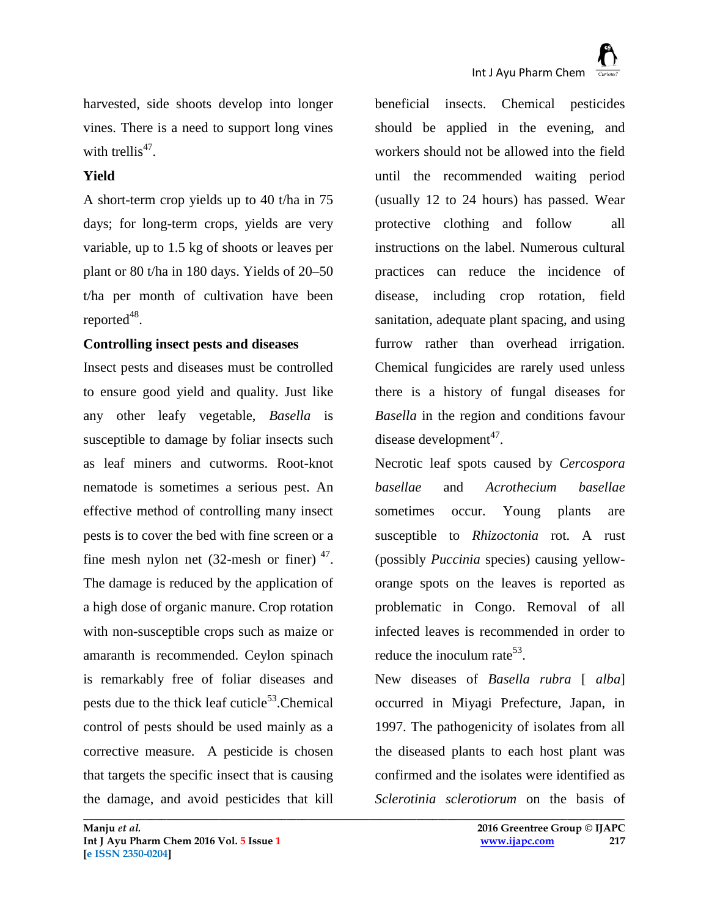harvested, side shoots develop into longer vines. There is a need to support long vines with trellis[47].

**Yield**

A short-term crop yields up to 40 t/ha in 75 days; for long-term crops, yields are very variable, up to 1.5 kg of shoots or leaves per plant or 80 t/ha in 180 days. Yields of 20–50 t/ha per month of cultivation have been reported[48].

**Controlling insect pests and diseases**

Insect pests and diseases must be controlled to ensure good yield and quality. Just like any other leafy vegetable, *Basella* is susceptible to damage by foliar insects such as leaf miners and cutworms. Root-knot nematode is sometimes a serious pest. An effective method of controlling many insect pests is to cover the bed with fine screen or a fine mesh nylon net (32-mesh or finer) [47]. The damage is reduced by the application of a high dose of organic manure. Crop rotation with non-susceptible crops such as maize or amaranth is recommended. Ceylon spinach is remarkably free of foliar diseases and pests due to the thick leaf cuticle[53].Chemical control of pests should be used mainly as a corrective measure. A pesticide is chosen that targets the specific insect that is causing the damage, and avoid pesticides that kill beneficial insects. Chemical pesticides should be applied in the evening, and workers should not be allowed into the field until the recommended waiting period (usually 12 to 24 hours) has passed. Wear protective clothing and follow all instructions on the label. Numerous cultural practices can reduce the incidence of disease, including crop rotation, field sanitation, adequate plant spacing, and using furrow rather than overhead irrigation. Chemical fungicides are rarely used unless there is a history of fungal diseases for *Basella* in the region and conditions favour disease development[47].

Necrotic leaf spots caused by *Cercospora basellae* and *Acrothecium basellae* sometimes occur. Young plants are susceptible to *Rhizoctonia* rot. A rust (possibly *Puccinia* species) causing yellow-orange spots on the leaves is reported as problematic in Congo. Removal of all infected leaves is recommended in order to reduce the inoculum rate[53].

New diseases of *Basella rubra* [ *alba*] occurred in Miyagi Prefecture, Japan, in 1997. The pathogenicity of isolates from all the diseased plants to each host plant was confirmed and the isolates were identified as *Sclerotinia sclerotiorum* on the basis of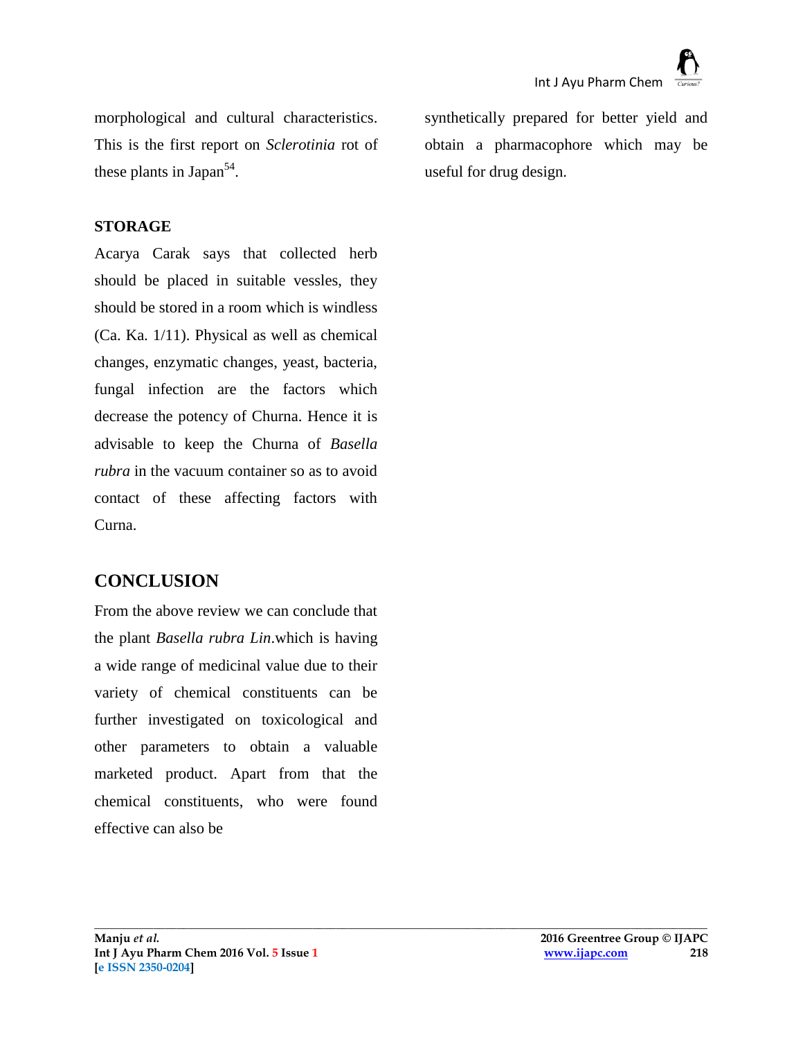morphological and cultural characteristics. This is the first report on *Sclerotinia* rot of these plants in Japan[54].

**STORAGE**

Acarya Carak says that collected herb should be placed in suitable vessles, they should be stored in a room which is windless (Ca. Ka. 1/11). Physical as well as chemical changes, enzymatic changes, yeast, bacteria, fungal infection are the factors which decrease the potency of Churna. Hence it is advisable to keep the Churna of *Basella rubra* in the vacuum container so as to avoid contact of these affecting factors with Curna.

## CONCLUSION

From the above review we can conclude that the plant *Basella rubra Lin*.which is having a wide range of medicinal value due to their variety of chemical constituents can be further investigated on toxicological and other parameters to obtain a valuable marketed product. Apart from that the chemical constituents, who were found effective can also be synthetically prepared for better yield and obtain a pharmacophore which may be useful for drug design.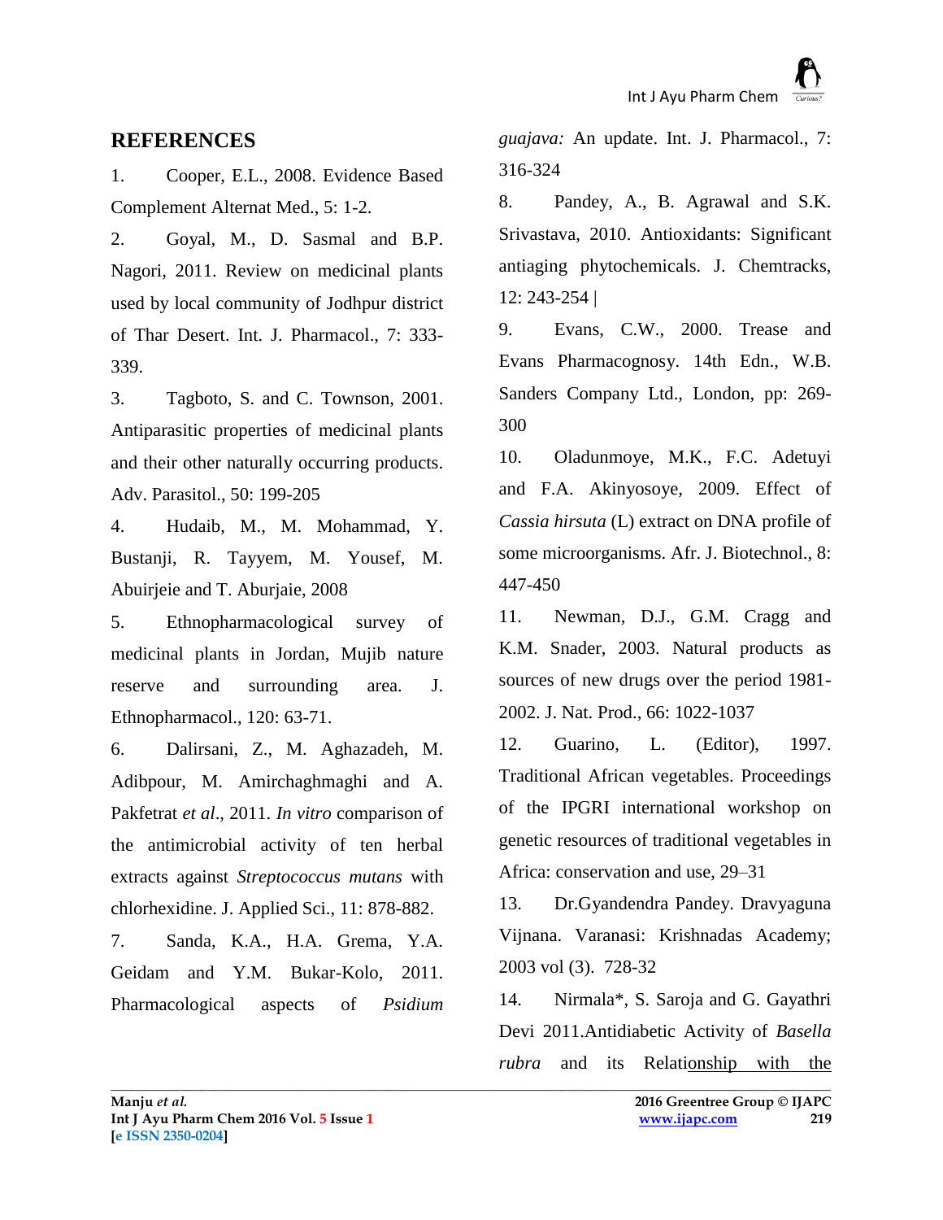## REFERENCES

1. Cooper, E.L., 2008. Evidence Based Complement Alternat Med., 5: 1-2.
2. Goyal, M., D. Sasmal and B.P. Nagori, 2011. Review on medicinal plants used by local community of Jodhpur district of Thar Desert. Int. J. Pharmacol., 7: 333-339.
3. Tagboto, S. and C. Townson, 2001. Antiparasitic properties of medicinal plants and their other naturally occurring products. Adv. Parasitol., 50: 199-205
4. Hudaib, M., M. Mohammad, Y. Bustanji, R. Tayyem, M. Yousef, M. Abuirjeie and T. Aburjaie, 2008
5. Ethnopharmacological survey of medicinal plants in Jordan, Mujib nature reserve and surrounding area. J. Ethnopharmacol., 120: 63-71.
6. Dalirsani, Z., M. Aghazadeh, M. Adibpour, M. Amirchaghmaghi and A. Pakfetrat *et al*., 2011. *In vitro* comparison of the antimicrobial activity of ten herbal extracts against *Streptococcus mutans* with chlorhexidine. J. Applied Sci., 11: 878-882.
7. Sanda, K.A., H.A. Grema, Y.A. Geidam and Y.M. Bukar-Kolo, 2011. Pharmacological aspects of *Psidium guajava:* An update. Int. J. Pharmacol., 7: 316-324
8. Pandey, A., B. Agrawal and S.K. Srivastava, 2010. Antioxidants: Significant antiaging phytochemicals. J. Chemtracks, 12: 243-254 |
9. Evans, C.W., 2000. Trease and Evans Pharmacognosy. 14th Edn., W.B. Sanders Company Ltd., London, pp: 269-300
10. Oladunmoye, M.K., F.C. Adetuyi and F.A. Akinyosoye, 2009. Effect of *Cassia hirsuta* (L) extract on DNA profile of some microorganisms. Afr. J. Biotechnol., 8: 447-450
11. Newman, D.J., G.M. Cragg and K.M. Snader, 2003. Natural products as sources of new drugs over the period 1981-2002. J. Nat. Prod., 66: 1022-1037
12. Guarino, L. (Editor), 1997. Traditional African vegetables. Proceedings of the IPGRI international workshop on genetic resources of traditional vegetables in Africa: conservation and use, 29–31
13. Dr.Gyandendra Pandey. Dravyaguna Vijnana. Varanasi: Krishnadas Academy; 2003 vol (3). 728-32
14. Nirmala*, S. Saroja and G. Gayathri Devi 2011.Antidiabetic Activity of *Basella rubra* and its Relationship with the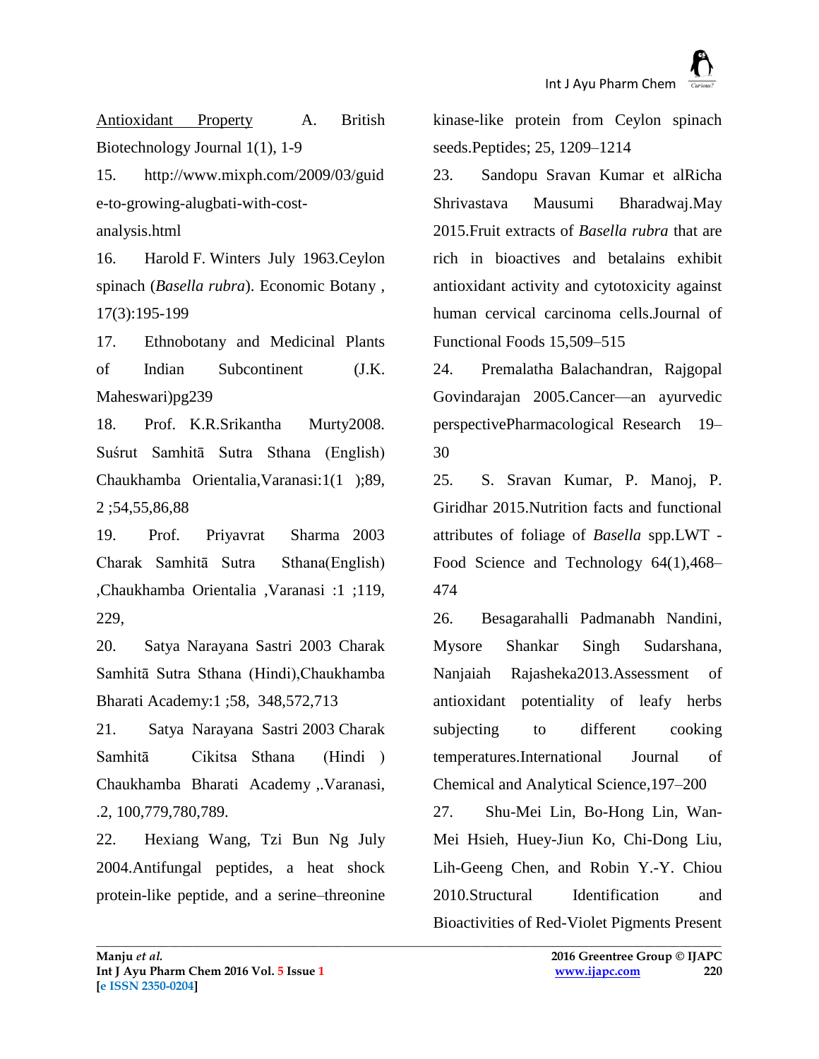Antioxidant Property A. British Biotechnology Journal 1(1), 1-9

15. http://www.mixph.com/2009/03/guide-to-growing-alugbati-with-cost-analysis.html

16. Harold F. Winters July 1963.Ceylon spinach (*Basella rubra*). Economic Botany , 17(3):195-199

17. Ethnobotany and Medicinal Plants of Indian Subcontinent (J.K. Maheswari)pg239

18. Prof. K.R.Srikantha Murty2008. Suśrut Samhitā Sutra Sthana (English) Chaukhamba Orientalia,Varanasi:1(1 );89, 2 ;54,55,86,88

19. Prof. Priyavrat Sharma 2003 Charak Samhitā Sutra Sthana(English) ,Chaukhamba Orientalia ,Varanasi :1 ;119, 229,

20. Satya Narayana Sastri 2003 Charak Samhitā Sutra Sthana (Hindi),Chaukhamba Bharati Academy:1 ;58, 348,572,713

21. Satya Narayana Sastri 2003 Charak Samhitā Cikitsa Sthana (Hindi ) Chaukhamba Bharati Academy ,.Varanasi, .2, 100,779,780,789.

22. Hexiang Wang, Tzi Bun Ng July 2004.Antifungal peptides, a heat shock protein-like peptide, and a serine–threonine kinase-like protein from Ceylon spinach seeds.Peptides; 25, 1209–1214

23. Sandopu Sravan Kumar et alRicha Shrivastava Mausumi Bharadwaj.May 2015.Fruit extracts of *Basella rubra* that are rich in bioactives and betalains exhibit antioxidant activity and cytotoxicity against human cervical carcinoma cells.Journal of Functional Foods 15,509–515

24. Premalatha Balachandran, Rajgopal Govindarajan 2005.Cancer—an ayurvedic perspectivePharmacological Research 19–30

25. S. Sravan Kumar, P. Manoj, P. Giridhar 2015.Nutrition facts and functional attributes of foliage of *Basella* spp.LWT - Food Science and Technology 64(1),468–474

26. Besagarahalli Padmanabh Nandini, Mysore Shankar Singh Sudarshana, Nanjaiah Rajasheka2013.Assessment of antioxidant potentiality of leafy herbs subjecting to different cooking temperatures.International Journal of Chemical and Analytical Science,197–200

27. Shu-Mei Lin, Bo-Hong Lin, Wan-Mei Hsieh, Huey-Jiun Ko, Chi-Dong Liu, Lih-Geeng Chen, and Robin Y.-Y. Chiou 2010.Structural Identification and Bioactivities of Red-Violet Pigments Present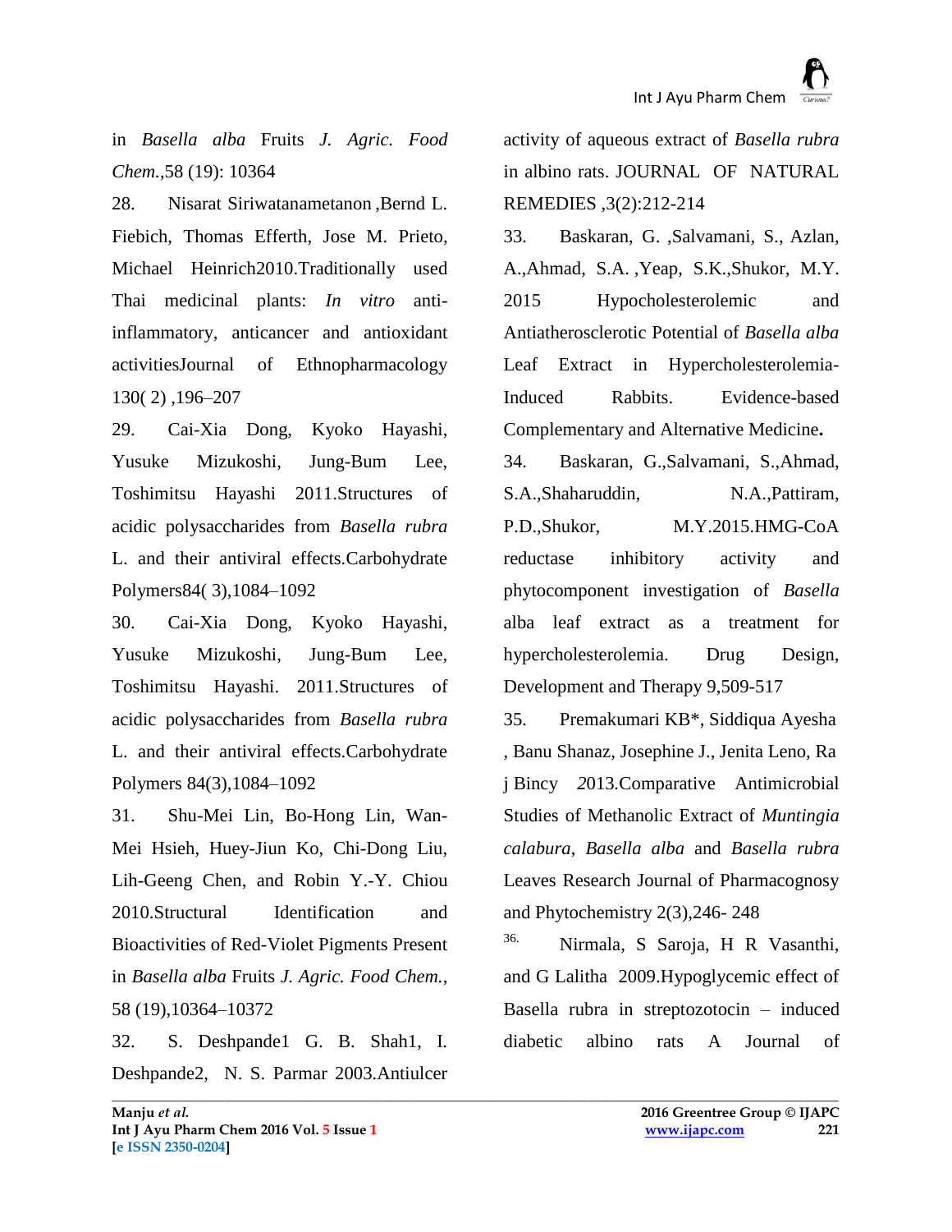in *Basella alba* Fruits *J. Agric. Food Chem.*,58 (19): 10364

28. Nisarat Siriwatanametanon ,Bernd L. Fiebich, Thomas Efferth, Jose M. Prieto, Michael Heinrich2010.Traditionally used Thai medicinal plants: *In vitro* anti-inflammatory, anticancer and antioxidant activitiesJournal of Ethnopharmacology 130( 2) ,196–207

29. Cai-Xia Dong, Kyoko Hayashi, Yusuke Mizukoshi, Jung-Bum Lee, Toshimitsu Hayashi 2011.Structures of acidic polysaccharides from *Basella rubra* L. and their antiviral effects.Carbohydrate Polymers84( 3),1084–1092

30. Cai-Xia Dong, Kyoko Hayashi, Yusuke Mizukoshi, Jung-Bum Lee, Toshimitsu Hayashi. 2011.Structures of acidic polysaccharides from *Basella rubra* L. and their antiviral effects.Carbohydrate Polymers 84(3),1084–1092

31. Shu-Mei Lin, Bo-Hong Lin, Wan-Mei Hsieh, Huey-Jiun Ko, Chi-Dong Liu, Lih-Geeng Chen, and Robin Y.-Y. Chiou 2010.Structural Identification and Bioactivities of Red-Violet Pigments Present in *Basella alba* Fruits *J. Agric. Food Chem.*, 58 (19),10364–10372

32. S. Deshpande1 G. B. Shah1, I. Deshpande2, N. S. Parmar 2003.Antiulcer activity of aqueous extract of *Basella rubra* in albino rats. JOURNAL OF NATURAL REMEDIES ,3(2):212-214

33. Baskaran, G. ,Salvamani, S., Azlan, A.,Ahmad, S.A. ,Yeap, S.K.,Shukor, M.Y. 2015 Hypocholesterolemic and Antiatherosclerotic Potential of *Basella alba* Leaf Extract in Hypercholesterolemia-Induced Rabbits. Evidence-based Complementary and Alternative Medicine**.**

34. Baskaran, G.,Salvamani, S.,Ahmad, S.A.,Shaharuddin, N.A.,Pattiram, P.D.,Shukor, M.Y.2015.HMG-CoA reductase inhibitory activity and phytocomponent investigation of *Basella* alba leaf extract as a treatment for hypercholesterolemia. Drug Design, Development and Therapy 9,509-517

35. Premakumari KB*, Siddiqua Ayesha , Banu Shanaz, Josephine J., Jenita Leno, Raj Bincy *2*013.Comparative Antimicrobial Studies of Methanolic Extract of *Muntingia calabura*, *Basella alba* and *Basella rubra* Leaves Research Journal of Pharmacognosy and Phytochemistry 2(3),246- 248

36. Nirmala, S Saroja, H R Vasanthi, and G Lalitha 2009.Hypoglycemic effect of Basella rubra in streptozotocin – induced diabetic albino rats A Journal of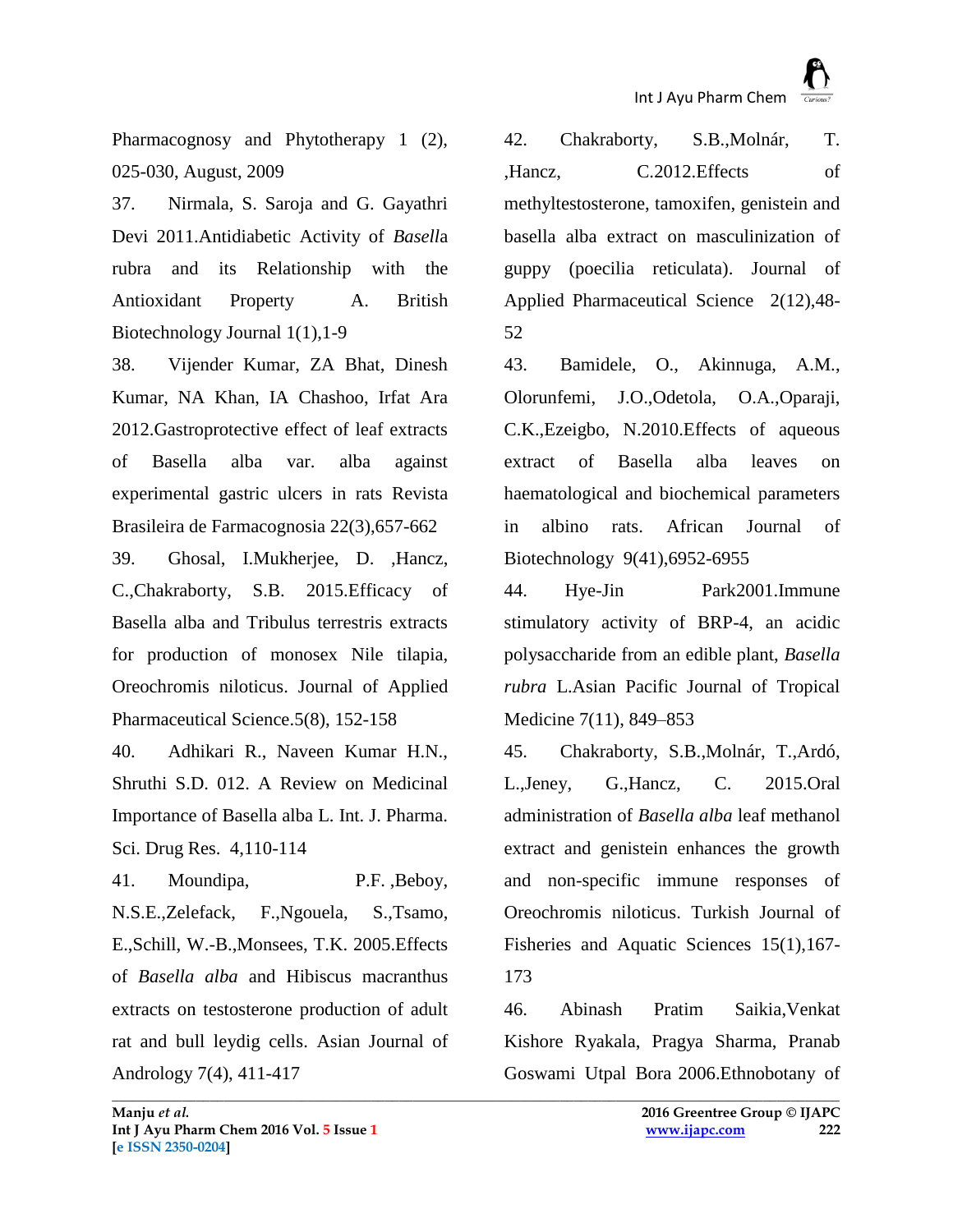Pharmacognosy and Phytotherapy 1 (2), 025-030, August, 2009

37. Nirmala, S. Saroja and G. Gayathri Devi 2011.Antidiabetic Activity of *Basell*a rubra and its Relationship with the Antioxidant Property A. British Biotechnology Journal 1(1),1-9

38. Vijender Kumar, ZA Bhat, Dinesh Kumar, NA Khan, IA Chashoo, Irfat Ara 2012.Gastroprotective effect of leaf extracts of Basella alba var. alba against experimental gastric ulcers in rats Revista Brasileira de Farmacognosia 22(3),657-662

39. Ghosal, I.Mukherjee, D. ,Hancz, C.,Chakraborty, S.B. 2015.Efficacy of Basella alba and Tribulus terrestris extracts for production of monosex Nile tilapia, Oreochromis niloticus. Journal of Applied Pharmaceutical Science.5(8), 152-158

40. Adhikari R., Naveen Kumar H.N., Shruthi S.D. 012. A Review on Medicinal Importance of Basella alba L. Int. J. Pharma. Sci. Drug Res. 4,110-114

41. Moundipa, P.F. ,Beboy, N.S.E.,Zelefack, F.,Ngouela, S.,Tsamo, E.,Schill, W.-B.,Monsees, T.K. 2005.Effects of *Basella alba* and Hibiscus macranthus extracts on testosterone production of adult rat and bull leydig cells. Asian Journal of Andrology 7(4), 411-417

42. Chakraborty, S.B.,Molnár, T. ,Hancz, C.2012.Effects of methyltestosterone, tamoxifen, genistein and basella alba extract on masculinization of guppy (poecilia reticulata). Journal of Applied Pharmaceutical Science 2(12),48-52

43. Bamidele, O., Akinnuga, A.M., Olorunfemi, J.O.,Odetola, O.A.,Oparaji, C.K.,Ezeigbo, N.2010.Effects of aqueous extract of Basella alba leaves on haematological and biochemical parameters in albino rats. African Journal of Biotechnology 9(41),6952-6955

44. Hye-Jin Park2001.Immune stimulatory activity of BRP-4, an acidic polysaccharide from an edible plant, *Basella rubra* L.Asian Pacific Journal of Tropical Medicine 7(11), 849–853

45. Chakraborty, S.B.,Molnár, T.,Ardó, L.,Jeney, G.,Hancz, C. 2015.Oral administration of *Basella alba* leaf methanol extract and genistein enhances the growth and non-specific immune responses of Oreochromis niloticus. Turkish Journal of Fisheries and Aquatic Sciences 15(1),167-173

46. Abinash Pratim Saikia,Venkat Kishore Ryakala, Pragya Sharma, Pranab Goswami Utpal Bora 2006.Ethnobotany of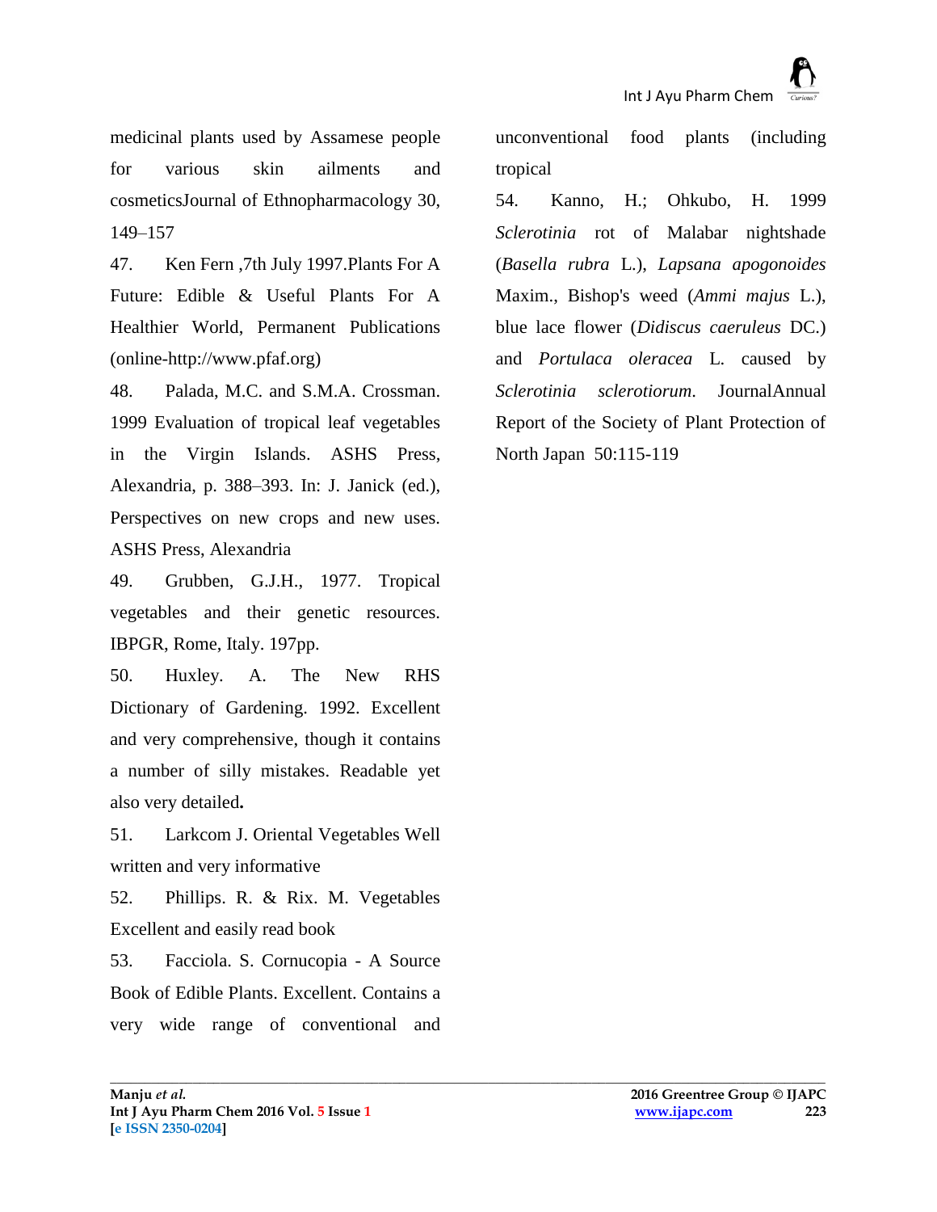medicinal plants used by Assamese people for various skin ailments and cosmeticsJournal of Ethnopharmacology 30, 149–157

47. Ken Fern ,7th July 1997.Plants For A Future: Edible & Useful Plants For A Healthier World, Permanent Publications (online-http://www.pfaf.org)

48. Palada, M.C. and S.M.A. Crossman. 1999 Evaluation of tropical leaf vegetables in the Virgin Islands. ASHS Press, Alexandria, p. 388–393. In: J. Janick (ed.), Perspectives on new crops and new uses. ASHS Press, Alexandria

49. Grubben, G.J.H., 1977. Tropical vegetables and their genetic resources. IBPGR, Rome, Italy. 197pp.

50. Huxley. A. The New RHS Dictionary of Gardening. 1992. Excellent and very comprehensive, though it contains a number of silly mistakes. Readable yet also very detailed**.**

51. Larkcom J. Oriental Vegetables Well written and very informative

52. Phillips. R. & Rix. M. Vegetables Excellent and easily read book

53. Facciola. S. Cornucopia - A Source Book of Edible Plants. Excellent. Contains a very wide range of conventional and unconventional food plants (including tropical

54. Kanno, H.; Ohkubo, H. 1999 *Sclerotinia* rot of Malabar nightshade (*Basella rubra* L.), *Lapsana apogonoides* Maxim., Bishop's weed (*Ammi majus* L.), blue lace flower (*Didiscus caeruleus* DC.) and *Portulaca oleracea* L. caused by *Sclerotinia sclerotiorum*. JournalAnnual Report of the Society of Plant Protection of North Japan 50:115-119